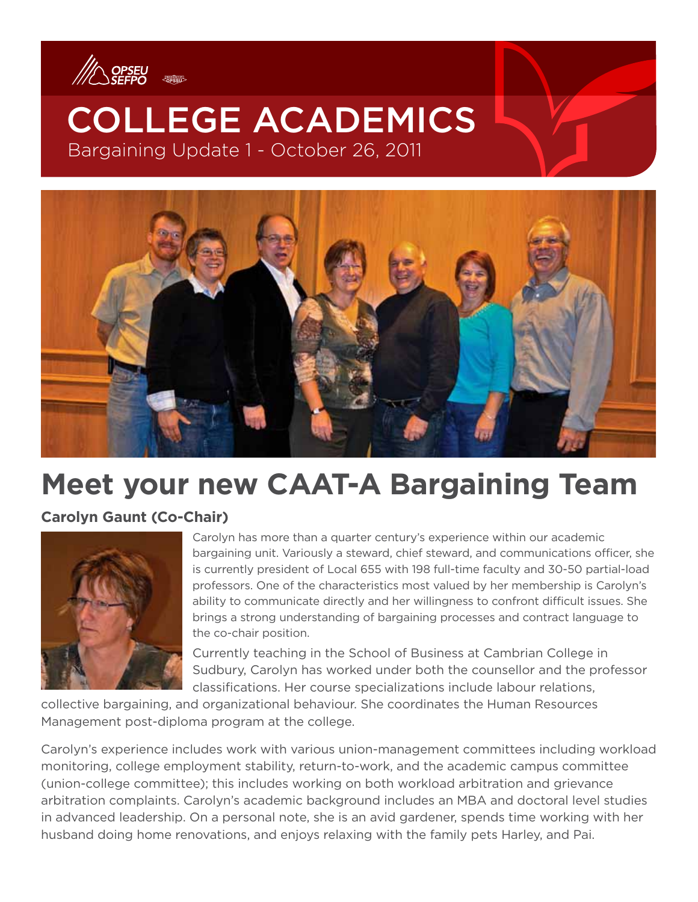# COLLEGE ACADEMICS

Bargaining Update 1 - October 26, 2011

## Meet your new CAAT-A Bargaining Team

### Carolyn Gaunt (Co-Chair)

Carolyn has more than a quarter century's experience within our academic bargaining unit. Variously a steward, chief steward, and communications officer, she is currently president of Local 655 with 198 full-time faculty and 30-50 partial-load professors. One of the characteristics most valued by her membership is Carolyn's ability to communicate directly and her willingness to confront difficult issues. She brings a strong understanding of bargaining processes and contract language to the co-chair position.

Currently teaching in the School of Business at Cambrian College in Sudbury, Carolyn has worked under both the counsellor and the professor classifications. Her course specializations include labour relations, collective bargaining, and organizational behaviour. She coordinates the Human Resources Management post-diploma program at the college.

Carolyn's experience includes work with various union-management committees including workload monitoring, college employment stability, return-to-work, and the academic campus committee (union-college committee); this includes working on both workload arbitration and grievance arbitration complaints. Carolyn's academic background includes an MBA and doctoral level studies in advanced leadership. On a personal note, she is an avid gardener, spends time working with her husband doing home renovations, and enjoys relaxing with the family pets Harley, and Pai.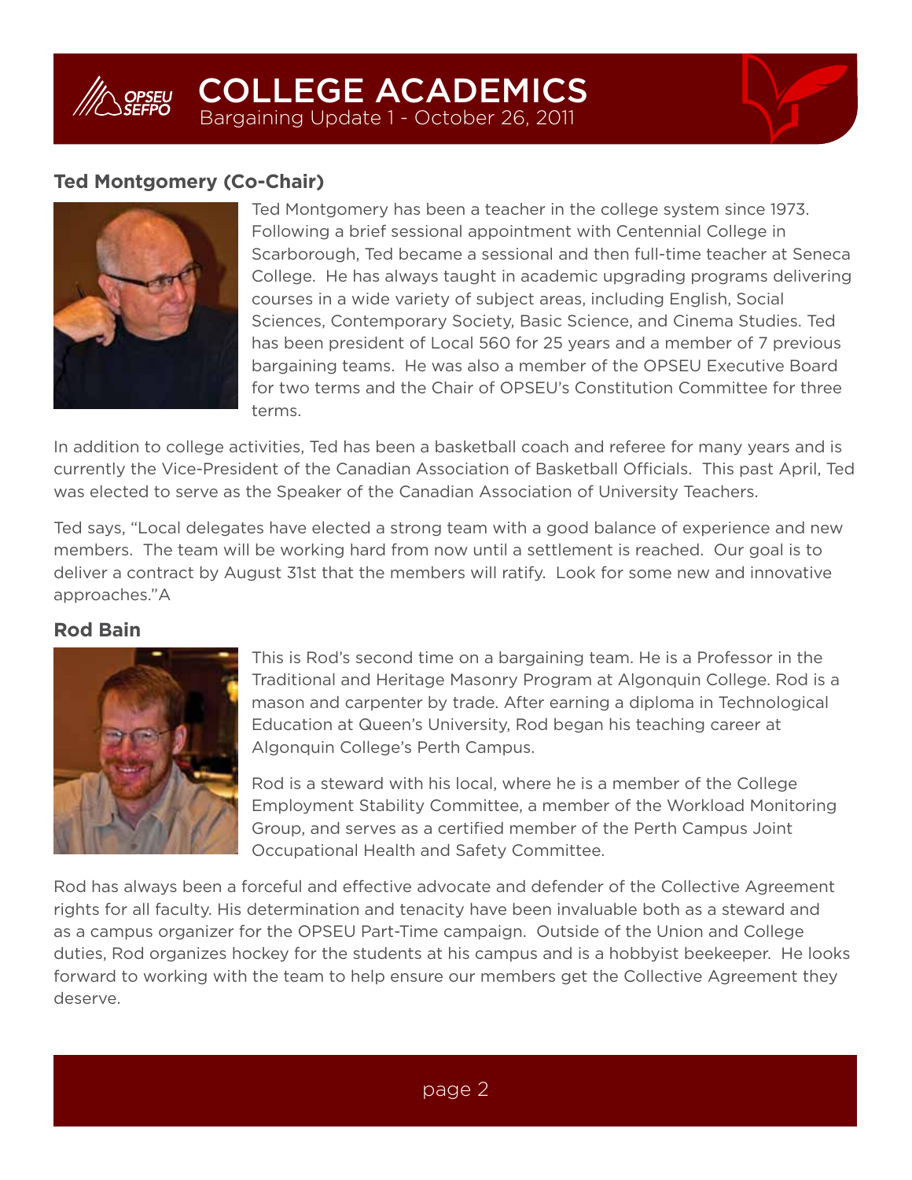## Ted Montgomery (Co-Chair)

Ted Montgomery has been a teacher in the college system since 1973. Following a brief sessional appointment with Centennial College in Scarborough, Ted became a sessional and then full-time teacher at Seneca College. He has always taught in academic upgrading programs delivering courses in a wide variety of subject areas, including English, Social Sciences, Contemporary Society, Basic Science, and Cinema Studies. Ted has been president of Local 560 for 25 years and a member of 7 previous bargaining teams. He was also a member of the OPSEU Executive Board for two terms and the Chair of OPSEU's Constitution Committee for three terms.

In addition to college activities, Ted has been a basketball coach and referee for many years and is currently the Vice-President of the Canadian Association of Basketball Officials. This past April, Ted was elected to serve as the Speaker of the Canadian Association of University Teachers.

Ted says, "Local delegates have elected a strong team with a good balance of experience and new members. The team will be working hard from now until a settlement is reached. Our goal is to deliver a contract by August 31st that the members will ratify. Look for some new and innovative approaches."A

## Rod Bain

This is Rod's second time on a bargaining team. He is a Professor in the Traditional and Heritage Masonry Program at Algonquin College. Rod is a mason and carpenter by trade. After earning a diploma in Technological Education at Queen's University, Rod began his teaching career at Algonquin College's Perth Campus.

Rod is a steward with his local, where he is a member of the College Employment Stability Committee, a member of the Workload Monitoring Group, and serves as a certified member of the Perth Campus Joint Occupational Health and Safety Committee.

Rod has always been a forceful and effective advocate and defender of the Collective Agreement rights for all faculty. His determination and tenacity have been invaluable both as a steward and as a campus organizer for the OPSEU Part-Time campaign. Outside of the Union and College duties, Rod organizes hockey for the students at his campus and is a hobbyist beekeeper. He looks forward to working with the team to help ensure our members get the Collective Agreement they deserve.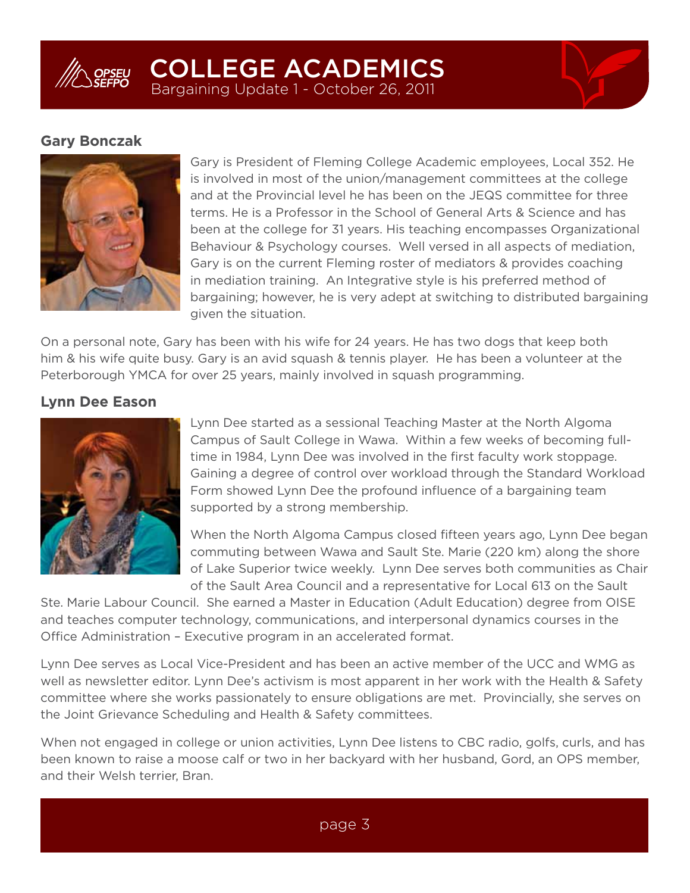### Gary Bonczak

Gary is President of Fleming College Academic employees, Local 352. He is involved in most of the union/management committees at the college and at the Provincial level he has been on the JEQS committee for three terms. He is a Professor in the School of General Arts & Science and has been at the college for 31 years. His teaching encompasses Organizational Behaviour & Psychology courses. Well versed in all aspects of mediation, Gary is on the current Fleming roster of mediators & provides coaching in mediation training. An Integrative style is his preferred method of bargaining; however, he is very adept at switching to distributed bargaining given the situation.

On a personal note, Gary has been with his wife for 24 years. He has two dogs that keep both him & his wife quite busy. Gary is an avid squash & tennis player. He has been a volunteer at the Peterborough YMCA for over 25 years, mainly involved in squash programming.

### Lynn Dee Eason

Lynn Dee started as a sessional Teaching Master at the North Algoma Campus of Sault College in Wawa. Within a few weeks of becoming full-time in 1984, Lynn Dee was involved in the first faculty work stoppage. Gaining a degree of control over workload through the Standard Workload Form showed Lynn Dee the profound influence of a bargaining team supported by a strong membership.

When the North Algoma Campus closed fifteen years ago, Lynn Dee began commuting between Wawa and Sault Ste. Marie (220 km) along the shore of Lake Superior twice weekly. Lynn Dee serves both communities as Chair of the Sault Area Council and a representative for Local 613 on the Sault Ste. Marie Labour Council. She earned a Master in Education (Adult Education) degree from OISE and teaches computer technology, communications, and interpersonal dynamics courses in the Office Administration – Executive program in an accelerated format.

Lynn Dee serves as Local Vice-President and has been an active member of the UCC and WMG as well as newsletter editor. Lynn Dee's activism is most apparent in her work with the Health & Safety committee where she works passionately to ensure obligations are met. Provincially, she serves on the Joint Grievance Scheduling and Health & Safety committees.

When not engaged in college or union activities, Lynn Dee listens to CBC radio, golfs, curls, and has been known to raise a moose calf or two in her backyard with her husband, Gord, an OPS member, and their Welsh terrier, Bran.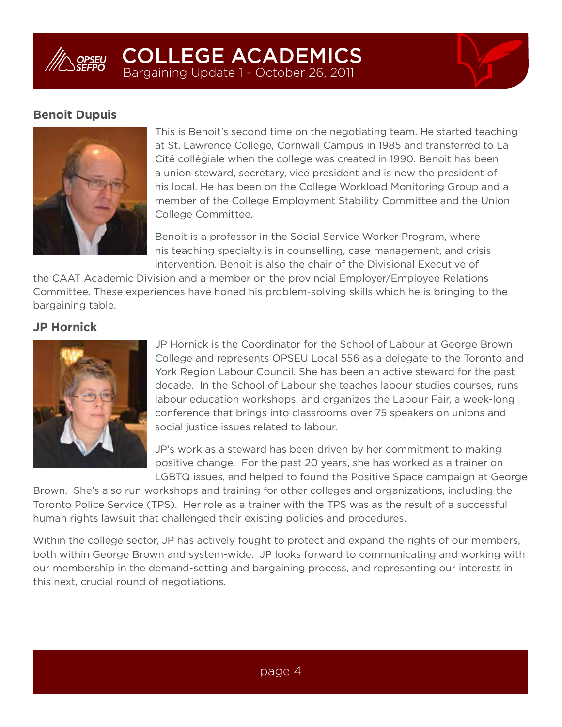### Benoit Dupuis

This is Benoit's second time on the negotiating team. He started teaching at St. Lawrence College, Cornwall Campus in 1985 and transferred to La Cité collégiale when the college was created in 1990. Benoit has been a union steward, secretary, vice president and is now the president of his local. He has been on the College Workload Monitoring Group and a member of the College Employment Stability Committee and the Union College Committee.

Benoit is a professor in the Social Service Worker Program, where his teaching specialty is in counselling, case management, and crisis intervention. Benoit is also the chair of the Divisional Executive of the CAAT Academic Division and a member on the provincial Employer/Employee Relations Committee. These experiences have honed his problem-solving skills which he is bringing to the bargaining table.

### JP Hornick

JP Hornick is the Coordinator for the School of Labour at George Brown College and represents OPSEU Local 556 as a delegate to the Toronto and York Region Labour Council. She has been an active steward for the past decade. In the School of Labour she teaches labour studies courses, runs labour education workshops, and organizes the Labour Fair, a week-long conference that brings into classrooms over 75 speakers on unions and social justice issues related to labour.

JP's work as a steward has been driven by her commitment to making positive change. For the past 20 years, she has worked as a trainer on LGBTQ issues, and helped to found the Positive Space campaign at George Brown. She's also run workshops and training for other colleges and organizations, including the Toronto Police Service (TPS). Her role as a trainer with the TPS was as the result of a successful human rights lawsuit that challenged their existing policies and procedures.

Within the college sector, JP has actively fought to protect and expand the rights of our members, both within George Brown and system-wide. JP looks forward to communicating and working with our membership in the demand-setting and bargaining process, and representing our interests in this next, crucial round of negotiations.